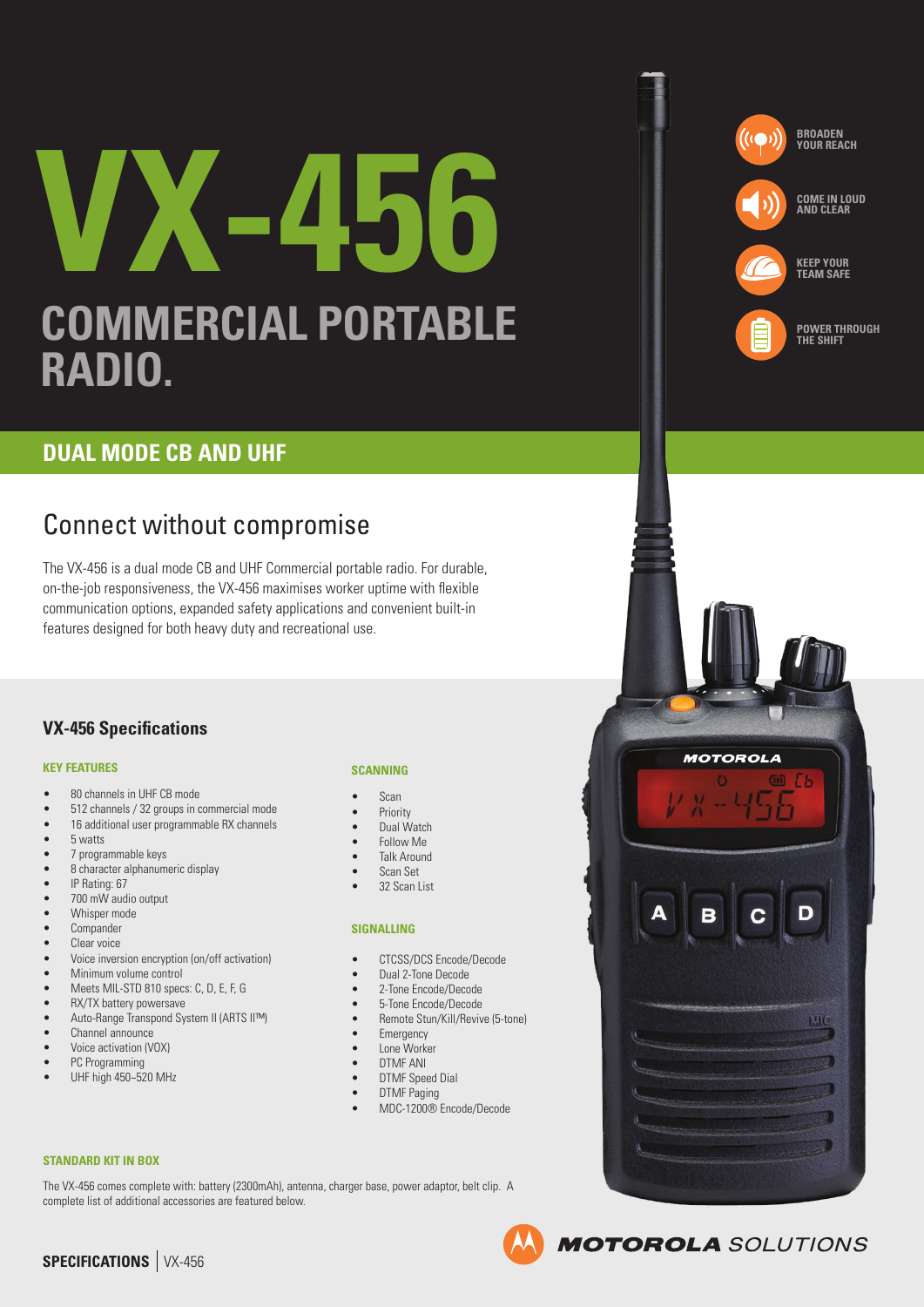# VX-456

## COMMERCIAL PORTABLE RADIO.

BROADEN YOUR REACH

COME IN LOUD AND CLEAR

KEEP YOUR TEAM SAFE

POWER THROUGH THE SHIFT

## DUAL MODE CB AND UHF

## Connect without compromise

The VX-456 is a dual mode CB and UHF Commercial portable radio. For durable, on-the-job responsiveness, the VX-456 maximises worker uptime with flexible communication options, expanded safety applications and convenient built-in features designed for both heavy duty and recreational use.

## VX-456 Specifications

### KEY FEATURES

- 80 channels in UHF CB mode
- 512 channels / 32 groups in commercial mode
- 16 additional user programmable RX channels
- 5 watts
- 7 programmable keys
- 8 character alphanumeric display
- IP Rating: 67
- 700 mW audio output
- Whisper mode
- Compander
- Clear voice
- Voice inversion encryption (on/off activation)
- Minimum volume control
- Meets MIL-STD 810 specs: C, D, E, F, G
- RX/TX battery powersave
- Auto-Range Transpond System II (ARTS II™)
- Channel announce
- Voice activation (VOX)
- PC Programming
- UHF high 450–520 MHz

### SCANNING

- Scan
- Priority
- Dual Watch
- Follow Me
- Talk Around
- Scan Set
- 32 Scan List

### SIGNALLING

- CTCSS/DCS Encode/Decode
- Dual 2-Tone Decode
- 2-Tone Encode/Decode
- 5-Tone Encode/Decode
- Remote Stun/Kill/Revive (5-tone)
- Emergency
- Lone Worker
- DTMF ANI
- DTMF Speed Dial
- DTMF Paging
- MDC-1200® Encode/Decode

### STANDARD KIT IN BOX

The VX-456 comes complete with: battery (2300mAh), antenna, charger base, power adaptor, belt clip. A complete list of additional accessories are featured below.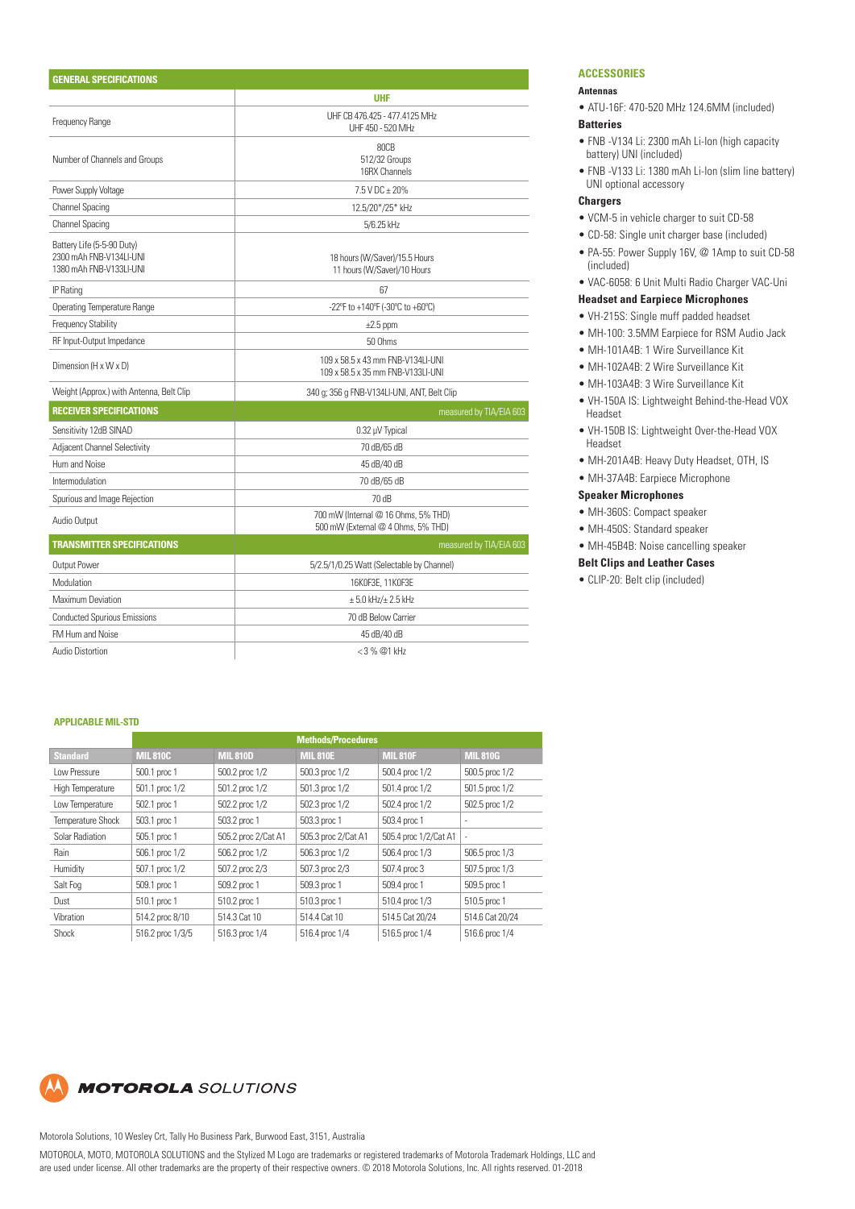| GENERAL SPECIFICATIONS | |
|---|---|
| | UHF |
| Frequency Range | UHF CB 476.425 - 477.4125 MHz<br>UHF 450 - 520 MHz |
| Number of Channels and Groups | 80CB<br>512/32 Groups<br>16RX Channels |
| Power Supply Voltage | 7.5 V DC ± 20% |
| Channel Spacing | 12.5/20*/25* kHz |
| Channel Spacing | 5/6.25 kHz |
| Battery Life (5-5-90 Duty)<br>2300 mAh FNB-V134LI-UNI<br>1380 mAh FNB-V133LI-UNI | 18 hours (W/Saver)/15.5 Hours<br>11 hours (W/Saver)/10 Hours |
| IP Rating | 67 |
| Operating Temperature Range | -22ºF to +140ºF (-30ºC to +60ºC) |
| Frequency Stability | ±2.5 ppm |
| RF Input-Output Impedance | 50 Ohms |
| Dimension (H x W x D) | 109 x 58.5 x 43 mm FNB-V134LI-UNI<br>109 x 58.5 x 35 mm FNB-V133LI-UNI |
| Weight (Approx.) with Antenna, Belt Clip | 340 g; 356 g FNB-V134LI-UNI, ANT, Belt Clip |
| **RECEIVER SPECIFICATIONS** | measured by TIA/EIA 603 |
| Sensitivity 12dB SINAD | 0.32 µV Typical |
| Adjacent Channel Selectivity | 70 dB/65 dB |
| Hum and Noise | 45 dB/40 dB |
| Intermodulation | 70 dB/65 dB |
| Spurious and Image Rejection | 70 dB |
| Audio Output | 700 mW (Internal @ 16 Ohms, 5% THD)<br>500 mW (External @ 4 Ohms, 5% THD) |
| **TRANSMITTER SPECIFICATIONS** | measured by TIA/EIA 603 |
| Output Power | 5/2.5/1/0.25 Watt (Selectable by Channel) |
| Modulation | 16K0F3E, 11K0F3E |
| Maximum Deviation | ± 5.0 kHz/± 2.5 kHz |
| Conducted Spurious Emissions | 70 dB Below Carrier |
| FM Hum and Noise | 45 dB/40 dB |
| Audio Distortion | < 3 % @1 kHz |

## ACCESSORIES

**Antennas**

- ATU-16F: 470-520 MHz 124.6MM (included)

**Batteries**

- FNB -V134 Li: 2300 mAh Li-Ion (high capacity battery) UNI (included)
- FNB -V133 Li: 1380 mAh Li-Ion (slim line battery) UNI optional accessory

**Chargers**

- VCM-5 in vehicle charger to suit CD-58
- CD-58: Single unit charger base (included)
- PA-55: Power Supply 16V, @ 1Amp to suit CD-58 (included)
- VAC-6058: 6 Unit Multi Radio Charger VAC-Uni

**Headset and Earpiece Microphones**

- VH-215S: Single muff padded headset
- MH-100: 3.5MM Earpiece for RSM Audio Jack
- MH-101A4B: 1 Wire Surveillance Kit
- MH-102A4B: 2 Wire Surveillance Kit
- MH-103A4B: 3 Wire Surveillance Kit
- VH-150A IS: Lightweight Behind-the-Head VOX Headset
- VH-150B IS: Lightweight Over-the-Head VOX Headset
- MH-201A4B: Heavy Duty Headset, OTH, IS
- MH-37A4B: Earpiece Microphone

**Speaker Microphones**

- MH-360S: Compact speaker
- MH-450S: Standard speaker
- MH-45B4B: Noise cancelling speaker

**Belt Clips and Leather Cases**

- CLIP-20: Belt clip (included)

## APPLICABLE MIL-STD

| | Methods/Procedures | | | | |
|---|---|---|---|---|---|
| Standard | MIL 810C | MIL 810D | MIL 810E | MIL 810F | MIL 810G |
| Low Pressure | 500.1 proc 1 | 500.2 proc 1/2 | 500.3 proc 1/2 | 500.4 proc 1/2 | 500.5 proc 1/2 |
| High Temperature | 501.1 proc 1/2 | 501.2 proc 1/2 | 501.3 proc 1/2 | 501.4 proc 1/2 | 501.5 proc 1/2 |
| Low Temperature | 502.1 proc 1 | 502.2 proc 1/2 | 502.3 proc 1/2 | 502.4 proc 1/2 | 502.5 proc 1/2 |
| Temperature Shock | 503.1 proc 1 | 503.2 proc 1 | 503.3 proc 1 | 503.4 proc 1 | - |
| Solar Radiation | 505.1 proc 1 | 505.2 proc 2/Cat A1 | 505.3 proc 2/Cat A1 | 505.4 proc 1/2/Cat A1 | - |
| Rain | 506.1 proc 1/2 | 506.2 proc 1/2 | 506.3 proc 1/2 | 506.4 proc 1/3 | 506.5 proc 1/3 |
| Humidity | 507.1 proc 1/2 | 507.2 proc 2/3 | 507.3 proc 2/3 | 507.4 proc 3 | 507.5 proc 1/3 |
| Salt Fog | 509.1 proc 1 | 509.2 proc 1 | 509.3 proc 1 | 509.4 proc 1 | 509.5 proc 1 |
| Dust | 510.1 proc 1 | 510.2 proc 1 | 510.3 proc 1 | 510.4 proc 1/3 | 510.5 proc 1 |
| Vibration | 514.2 proc 8/10 | 514.3 Cat 10 | 514.4 Cat 10 | 514.5 Cat 20/24 | 514.6 Cat 20/24 |
| Shock | 516.2 proc 1/3/5 | 516.3 proc 1/4 | 516.4 proc 1/4 | 516.5 proc 1/4 | 516.6 proc 1/4 |

**MOTOROLA** SOLUTIONS

Motorola Solutions, 10 Wesley Crt, Tally Ho Business Park, Burwood East, 3151, Australia

MOTOROLA, MOTO, MOTOROLA SOLUTIONS and the Stylized M Logo are trademarks or registered trademarks of Motorola Trademark Holdings, LLC and are used under license. All other trademarks are the property of their respective owners. © 2018 Motorola Solutions, Inc. All rights reserved. 01-2018